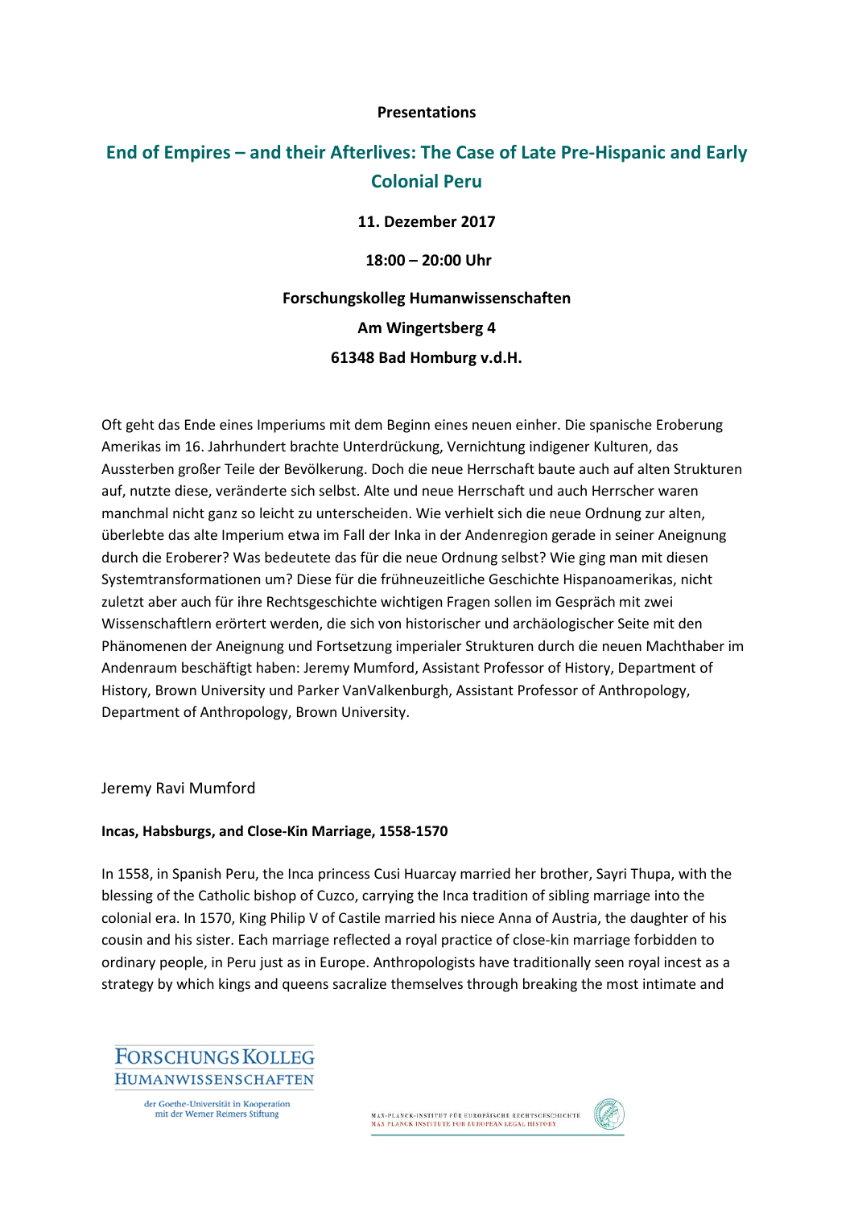**Presentations**

# End of Empires – and their Afterlives: The Case of Late Pre-Hispanic and Early Colonial Peru

**11. Dezember 2017**

**18:00 – 20:00 Uhr**

**Forschungskolleg Humanwissenschaften**

**Am Wingertsberg 4**

**61348 Bad Homburg v.d.H.**

Oft geht das Ende eines Imperiums mit dem Beginn eines neuen einher. Die spanische Eroberung Amerikas im 16. Jahrhundert brachte Unterdrückung, Vernichtung indigener Kulturen, das Aussterben großer Teile der Bevölkerung. Doch die neue Herrschaft baute auch auf alten Strukturen auf, nutzte diese, veränderte sich selbst. Alte und neue Herrschaft und auch Herrscher waren manchmal nicht ganz so leicht zu unterscheiden. Wie verhielt sich die neue Ordnung zur alten, überlebte das alte Imperium etwa im Fall der Inka in der Andenregion gerade in seiner Aneignung durch die Eroberer? Was bedeutete das für die neue Ordnung selbst? Wie ging man mit diesen Systemtransformationen um? Diese für die frühneuzeitliche Geschichte Hispanoamerikas, nicht zuletzt aber auch für ihre Rechtsgeschichte wichtigen Fragen sollen im Gespräch mit zwei Wissenschaftlern erörtert werden, die sich von historischer und archäologischer Seite mit den Phänomenen der Aneignung und Fortsetzung imperialer Strukturen durch die neuen Machthaber im Andenraum beschäftigt haben: Jeremy Mumford, Assistant Professor of History, Department of History, Brown University und Parker VanValkenburgh, Assistant Professor of Anthropology, Department of Anthropology, Brown University.

Jeremy Ravi Mumford

**Incas, Habsburgs, and Close-Kin Marriage, 1558-1570**

In 1558, in Spanish Peru, the Inca princess Cusi Huarcay married her brother, Sayri Thupa, with the blessing of the Catholic bishop of Cuzco, carrying the Inca tradition of sibling marriage into the colonial era. In 1570, King Philip V of Castile married his niece Anna of Austria, the daughter of his cousin and his sister. Each marriage reflected a royal practice of close-kin marriage forbidden to ordinary people, in Peru just as in Europe. Anthropologists have traditionally seen royal incest as a strategy by which kings and queens sacralize themselves through breaking the most intimate and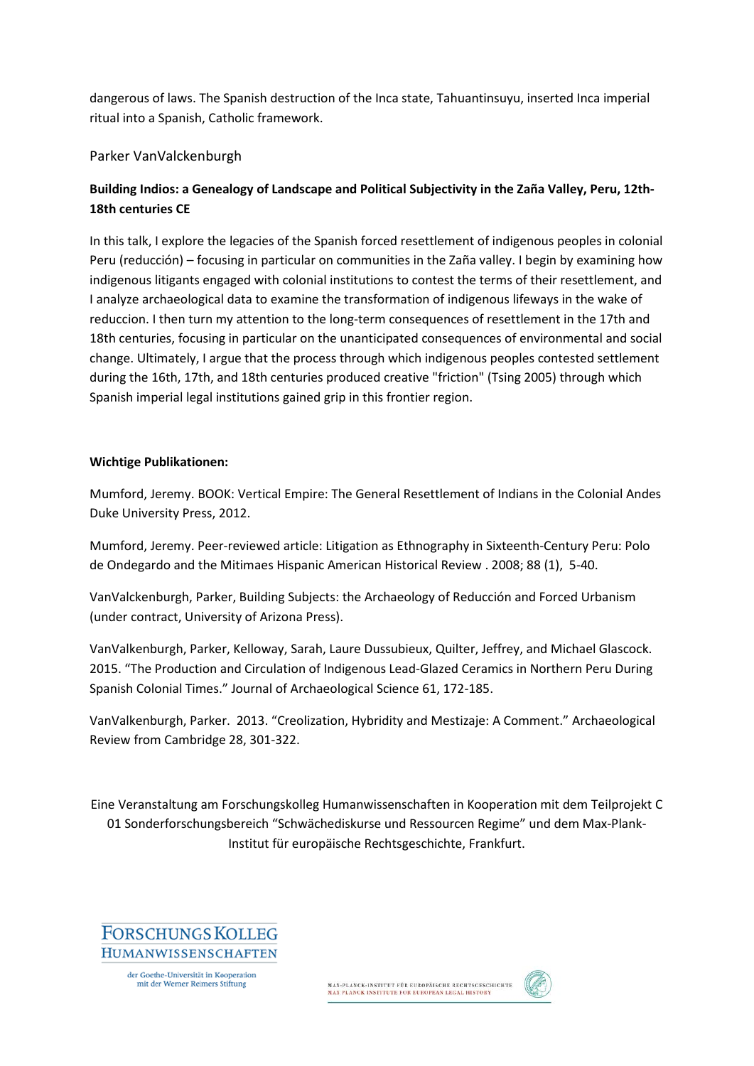dangerous of laws. The Spanish destruction of the Inca state, Tahuantinsuyu, inserted Inca imperial ritual into a Spanish, Catholic framework.

Parker VanValckenburgh

**Building Indios: a Genealogy of Landscape and Political Subjectivity in the Zaña Valley, Peru, 12th-18th centuries CE**

In this talk, I explore the legacies of the Spanish forced resettlement of indigenous peoples in colonial Peru (reducción) – focusing in particular on communities in the Zaña valley. I begin by examining how indigenous litigants engaged with colonial institutions to contest the terms of their resettlement, and I analyze archaeological data to examine the transformation of indigenous lifeways in the wake of reduccion. I then turn my attention to the long-term consequences of resettlement in the 17th and 18th centuries, focusing in particular on the unanticipated consequences of environmental and social change. Ultimately, I argue that the process through which indigenous peoples contested settlement during the 16th, 17th, and 18th centuries produced creative "friction" (Tsing 2005) through which Spanish imperial legal institutions gained grip in this frontier region.

**Wichtige Publikationen:**

Mumford, Jeremy. BOOK: Vertical Empire: The General Resettlement of Indians in the Colonial Andes Duke University Press, 2012.

Mumford, Jeremy. Peer-reviewed article: Litigation as Ethnography in Sixteenth-Century Peru: Polo de Ondegardo and the Mitimaes Hispanic American Historical Review . 2008; 88 (1), 5-40.

VanValckenburgh, Parker, Building Subjects: the Archaeology of Reducción and Forced Urbanism (under contract, University of Arizona Press).

VanValkenburgh, Parker, Kelloway, Sarah, Laure Dussubieux, Quilter, Jeffrey, and Michael Glascock. 2015. "The Production and Circulation of Indigenous Lead-Glazed Ceramics in Northern Peru During Spanish Colonial Times." Journal of Archaeological Science 61, 172-185.

VanValkenburgh, Parker. 2013. "Creolization, Hybridity and Mestizaje: A Comment." Archaeological Review from Cambridge 28, 301-322.

Eine Veranstaltung am Forschungskolleg Humanwissenschaften in Kooperation mit dem Teilprojekt C 01 Sonderforschungsbereich "Schwächediskurse und Ressourcen Regime" und dem Max-Plank-Institut für europäische Rechtsgeschichte, Frankfurt.

FORSCHUNGS KOLLEG HUMANWISSENSCHAFTEN
der Goethe-Universität in Kooperation mit der Werner Reimers Stiftung

MAX-PLANCK-INSTITUT FÜR EUROPÄISCHE RECHTSGESCHICHTE
MAX PLANCK INSTITUTE FOR EUROPEAN LEGAL HISTORY